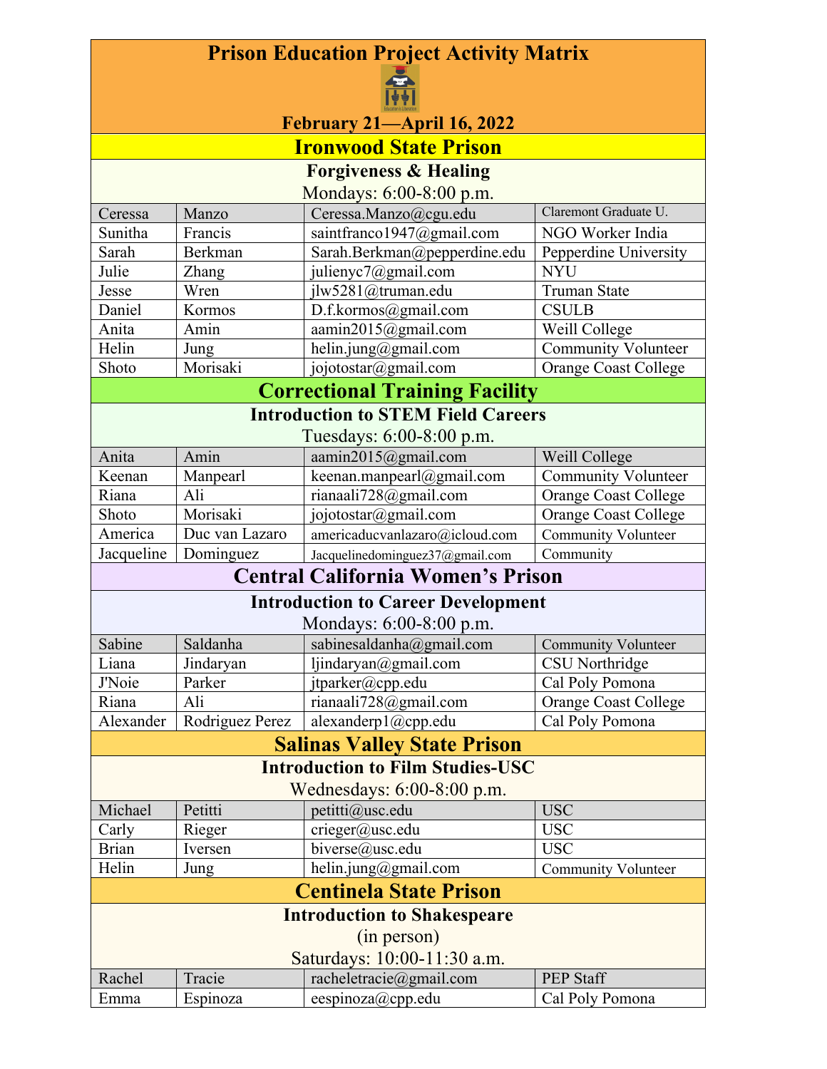# Prison Education Project Activity Matrix

**February 21—April 16, 2022**

## Ironwood State Prison

### Forgiveness & Healing

Mondays: 6:00-8:00 p.m.

| | | | |
|---|---|---|---|
| Ceressa | Manzo | Ceressa.Manzo@cgu.edu | Claremont Graduate U. |
| Sunitha | Francis | saintfranco1947@gmail.com | NGO Worker India |
| Sarah | Berkman | Sarah.Berkman@pepperdine.edu | Pepperdine University |
| Julie | Zhang | julienyc7@gmail.com | NYU |
| Jesse | Wren | jlw5281@truman.edu | Truman State |
| Daniel | Kormos | D.f.kormos@gmail.com | CSULB |
| Anita | Amin | aamin2015@gmail.com | Weill College |
| Helin | Jung | helin.jung@gmail.com | Community Volunteer |
| Shoto | Morisaki | jojotostar@gmail.com | Orange Coast College |

## Correctional Training Facility

### Introduction to STEM Field Careers

Tuesdays: 6:00-8:00 p.m.

| | | | |
|---|---|---|---|
| Anita | Amin | aamin2015@gmail.com | Weill College |
| Keenan | Manpearl | keenan.manpearl@gmail.com | Community Volunteer |
| Riana | Ali | rianaali728@gmail.com | Orange Coast College |
| Shoto | Morisaki | jojotostar@gmail.com | Orange Coast College |
| America | Duc van Lazaro | americaducvanlazaro@icloud.com | Community Volunteer |
| Jacqueline | Dominguez | Jacquelinedominguez37@gmail.com | Community |

## Central California Women's Prison

### Introduction to Career Development

Mondays: 6:00-8:00 p.m.

| | | | |
|---|---|---|---|
| Sabine | Saldanha | sabinesaldanha@gmail.com | Community Volunteer |
| Liana | Jindaryan | ljindaryan@gmail.com | CSU Northridge |
| J'Noie | Parker | jtparker@cpp.edu | Cal Poly Pomona |
| Riana | Ali | rianaali728@gmail.com | Orange Coast College |
| Alexander | Rodriguez Perez | alexanderp1@cpp.edu | Cal Poly Pomona |

## Salinas Valley State Prison

### Introduction to Film Studies-USC

Wednesdays: 6:00-8:00 p.m.

| | | | |
|---|---|---|---|
| Michael | Petitti | petitti@usc.edu | USC |
| Carly | Rieger | crieger@usc.edu | USC |
| Brian | Iversen | biverse@usc.edu | USC |
| Helin | Jung | helin.jung@gmail.com | Community Volunteer |

## Centinela State Prison

### Introduction to Shakespeare

(in person)

Saturdays: 10:00-11:30 a.m.

| | | | |
|---|---|---|---|
| Rachel | Tracie | racheletracie@gmail.com | PEP Staff |
| Emma | Espinoza | eespinoza@cpp.edu | Cal Poly Pomona |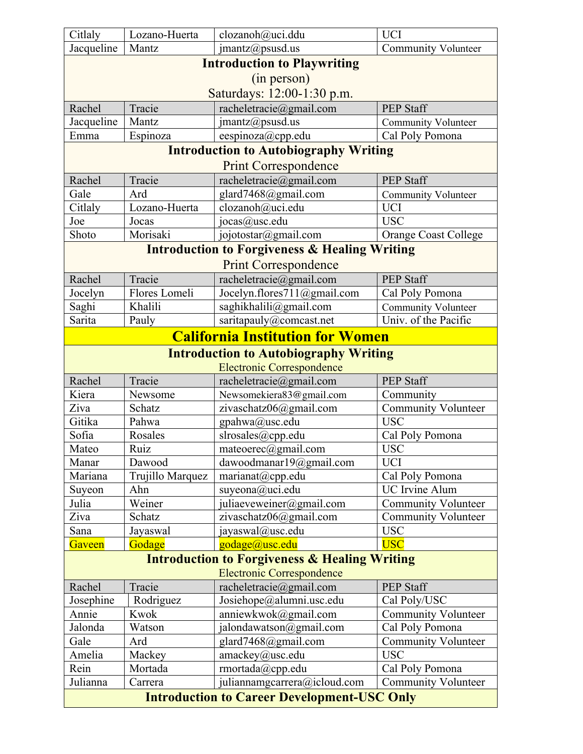| | | | |
|---|---|---|---|
| Citlaly | Lozano-Huerta | clozanoh@uci.ddu | UCI |
| Jacqueline | Mantz | jmantz@psusd.us | Community Volunteer |
| **Introduction to Playwriting** (in person) Saturdays: 12:00-1:30 p.m. | | | |
| Rachel | Tracie | racheletracie@gmail.com | PEP Staff |
| Jacqueline | Mantz | jmantz@psusd.us | Community Volunteer |
| Emma | Espinoza | eespinoza@cpp.edu | Cal Poly Pomona |
| **Introduction to Autobiography Writing** Print Correspondence | | | |
| Rachel | Tracie | racheletracie@gmail.com | PEP Staff |
| Gale | Ard | glard7468@gmail.com | Community Volunteer |
| Citlaly | Lozano-Huerta | clozanoh@uci.edu | UCI |
| Joe | Jocas | jocas@usc.edu | USC |
| Shoto | Morisaki | jojotostar@gmail.com | Orange Coast College |
| **Introduction to Forgiveness & Healing Writing** Print Correspondence | | | |
| Rachel | Tracie | racheletracie@gmail.com | PEP Staff |
| Jocelyn | Flores Lomeli | Jocelyn.flores711@gmail.com | Cal Poly Pomona |
| Saghi | Khalili | saghikhalili@gmail.com | Community Volunteer |
| Sarita | Pauly | saritapauly@comcast.net | Univ. of the Pacific |
| **California Institution for Women** | | | |
| **Introduction to Autobiography Writing** Electronic Correspondence | | | |
| Rachel | Tracie | racheletracie@gmail.com | PEP Staff |
| Kiera | Newsome | Newsomekiera83@gmail.com | Community |
| Ziva | Schatz | zivaschatz06@gmail.com | Community Volunteer |
| Gitika | Pahwa | gpahwa@usc.edu | USC |
| Sofia | Rosales | slrosales@cpp.edu | Cal Poly Pomona |
| Mateo | Ruiz | mateoerec@gmail.com | USC |
| Manar | Dawood | dawoodmanar19@gmail.com | UCI |
| Mariana | Trujillo Marquez | marianat@cpp.edu | Cal Poly Pomona |
| Suyeon | Ahn | suyeona@uci.edu | UC Irvine Alum |
| Julia | Weiner | juliaeveweiner@gmail.com | Community Volunteer |
| Ziva | Schatz | zivaschatz06@gmail.com | Community Volunteer |
| Sana | Jayaswal | jayaswal@usc.edu | USC |
| Gaveen | Godage | godage@usc.edu | USC |
| **Introduction to Forgiveness & Healing Writing** Electronic Correspondence | | | |
| Rachel | Tracie | racheletracie@gmail.com | PEP Staff |
| Josephine | Rodriguez | Josiehope@alumni.usc.edu | Cal Poly/USC |
| Annie | Kwok | anniewkwok@gmail.com | Community Volunteer |
| Jalonda | Watson | jalondawatson@gmail.com | Cal Poly Pomona |
| Gale | Ard | glard7468@gmail.com | Community Volunteer |
| Amelia | Mackey | amackey@usc.edu | USC |
| Rein | Mortada | rmortada@cpp.edu | Cal Poly Pomona |
| Julianna | Carrera | juliannamgcarrera@icloud.com | Community Volunteer |
| **Introduction to Career Development-USC Only** | | | |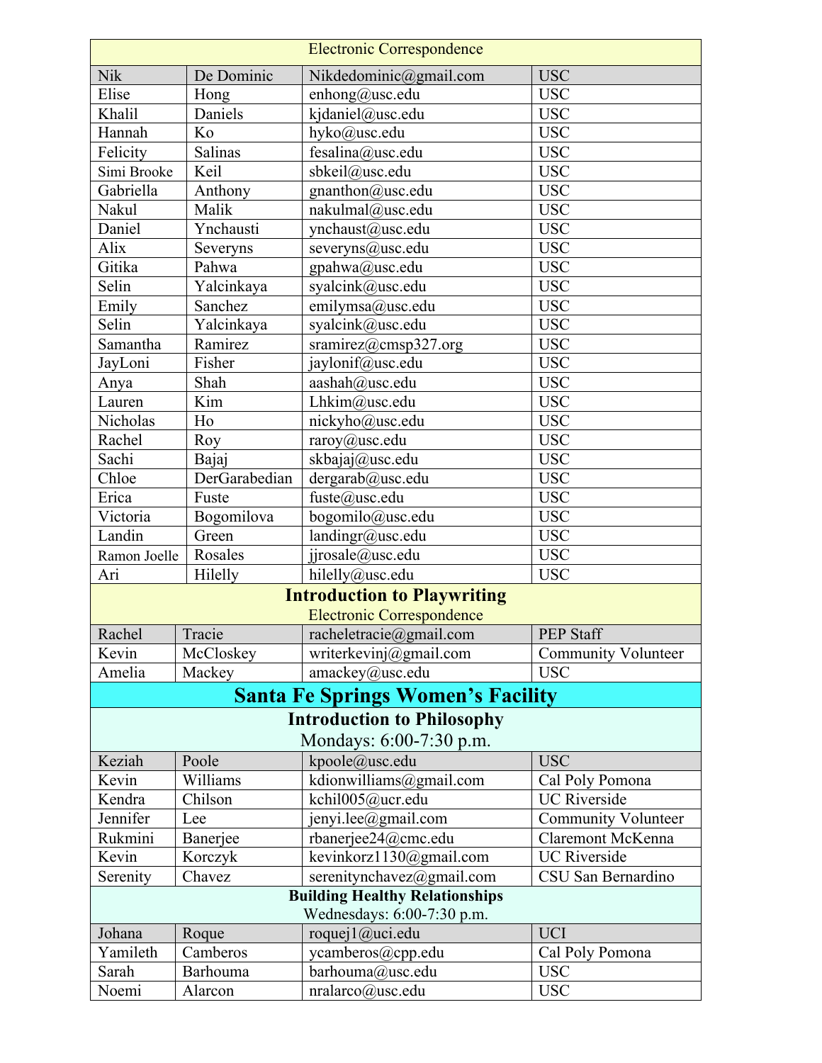| Electronic Correspondence | | | |
|---|---|---|---|
| Nik | De Dominic | Nikdedominic@gmail.com | USC |
| Elise | Hong | enhong@usc.edu | USC |
| Khalil | Daniels | kjdaniel@usc.edu | USC |
| Hannah | Ko | hyko@usc.edu | USC |
| Felicity | Salinas | fesalina@usc.edu | USC |
| Simi Brooke | Keil | sbkeil@usc.edu | USC |
| Gabriella | Anthony | gnanthon@usc.edu | USC |
| Nakul | Malik | nakulmal@usc.edu | USC |
| Daniel | Ynchausti | ynchaust@usc.edu | USC |
| Alix | Severyns | severyns@usc.edu | USC |
| Gitika | Pahwa | gpahwa@usc.edu | USC |
| Selin | Yalcinkaya | syalcink@usc.edu | USC |
| Emily | Sanchez | emilymsa@usc.edu | USC |
| Selin | Yalcinkaya | syalcink@usc.edu | USC |
| Samantha | Ramirez | sramirez@cmsp327.org | USC |
| JayLoni | Fisher | jaylonif@usc.edu | USC |
| Anya | Shah | aashah@usc.edu | USC |
| Lauren | Kim | Lhkim@usc.edu | USC |
| Nicholas | Ho | nickyho@usc.edu | USC |
| Rachel | Roy | raroy@usc.edu | USC |
| Sachi | Bajaj | skbajaj@usc.edu | USC |
| Chloe | DerGarabedian | dergarab@usc.edu | USC |
| Erica | Fuste | fuste@usc.edu | USC |
| Victoria | Bogomilova | bogomilo@usc.edu | USC |
| Landin | Green | landingr@usc.edu | USC |
| Ramon Joelle | Rosales | jjrosale@usc.edu | USC |
| Ari | Hilelly | hilelly@usc.edu | USC |

## Introduction to Playwriting

| Electronic Correspondence | | | |
|---|---|---|---|
| Rachel | Tracie | racheletracie@gmail.com | PEP Staff |
| Kevin | McCloskey | writerkevinj@gmail.com | Community Volunteer |
| Amelia | Mackey | amackey@usc.edu | USC |

# Santa Fe Springs Women's Facility

## Introduction to Philosophy

Mondays: 6:00-7:30 p.m.

| | | | |
|---|---|---|---|
| Keziah | Poole | kpoole@usc.edu | USC |
| Kevin | Williams | kdionwilliams@gmail.com | Cal Poly Pomona |
| Kendra | Chilson | kchil005@ucr.edu | UC Riverside |
| Jennifer | Lee | jenyi.lee@gmail.com | Community Volunteer |
| Rukmini | Banerjee | rbanerjee24@cmc.edu | Claremont McKenna |
| Kevin | Korczyk | kevinkorz1130@gmail.com | UC Riverside |
| Serenity | Chavez | serenitynchavez@gmail.com | CSU San Bernardino |

## Building Healthy Relationships

Wednesdays: 6:00-7:30 p.m.

| | | | |
|---|---|---|---|
| Johana | Roque | roquej1@uci.edu | UCI |
| Yamileth | Camberos | ycamberos@cpp.edu | Cal Poly Pomona |
| Sarah | Barhouma | barhouma@usc.edu | USC |
| Noemi | Alarcon | nralarco@usc.edu | USC |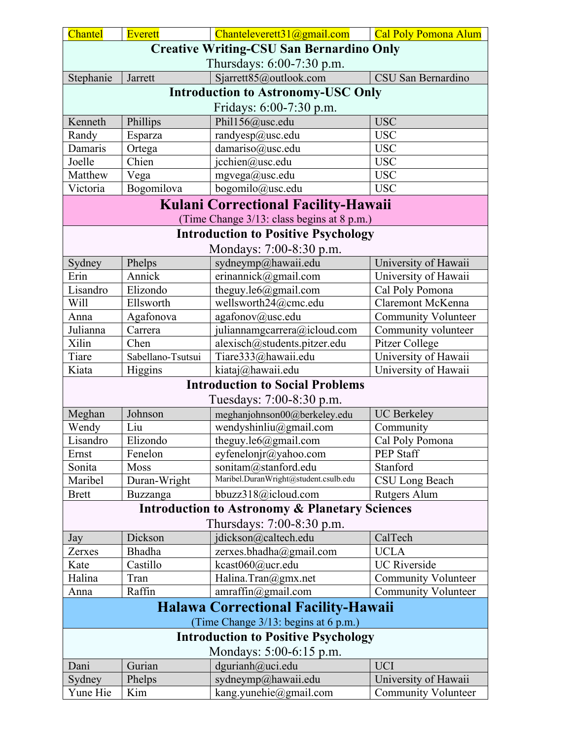| Chantel | Everett | Chanteleverett31@gmail.com | Cal Poly Pomona Alum |
|---|---|---|---|
| **Creative Writing-CSU San Bernardino Only**<br>Thursdays: 6:00-7:30 p.m. | | | |
| Stephanie | Jarrett | Sjarrett85@outlook.com | CSU San Bernardino |
| **Introduction to Astronomy-USC Only**<br>Fridays: 6:00-7:30 p.m. | | | |
| Kenneth | Phillips | Phil156@usc.edu | USC |
| Randy | Esparza | randyesp@usc.edu | USC |
| Damaris | Ortega | damariso@usc.edu | USC |
| Joelle | Chien | jcchien@usc.edu | USC |
| Matthew | Vega | mgvega@usc.edu | USC |
| Victoria | Bogomilova | bogomilo@usc.edu | USC |
| **Kulani Correctional Facility-Hawaii**<br>(Time Change 3/13: class begins at 8 p.m.) | | | |
| **Introduction to Positive Psychology**<br>Mondays: 7:00-8:30 p.m. | | | |
| Sydney | Phelps | sydneymp@hawaii.edu | University of Hawaii |
| Erin | Annick | erinannick@gmail.com | University of Hawaii |
| Lisandro | Elizondo | theguy.le6@gmail.com | Cal Poly Pomona |
| Will | Ellsworth | wellsworth24@cmc.edu | Claremont McKenna |
| Anna | Agafonova | agafonov@usc.edu | Community Volunteer |
| Julianna | Carrera | juliannamgcarrera@icloud.com | Community volunteer |
| Xilin | Chen | alexisch@students.pitzer.edu | Pitzer College |
| Tiare | Sabellano-Tsutsui | Tiare333@hawaii.edu | University of Hawaii |
| Kiata | Higgins | kiataj@hawaii.edu | University of Hawaii |
| **Introduction to Social Problems**<br>Tuesdays: 7:00-8:30 p.m. | | | |
| Meghan | Johnson | meghanjohnson00@berkeley.edu | UC Berkeley |
| Wendy | Liu | wendyshinliu@gmail.com | Community |
| Lisandro | Elizondo | theguy.le6@gmail.com | Cal Poly Pomona |
| Ernst | Fenelon | eyfenelonjr@yahoo.com | PEP Staff |
| Sonita | Moss | sonitam@stanford.edu | Stanford |
| Maribel | Duran-Wright | Maribel.DuranWright@student.csulb.edu | CSU Long Beach |
| Brett | Buzzanga | bbuzz318@icloud.com | Rutgers Alum |
| **Introduction to Astronomy & Planetary Sciences**<br>Thursdays: 7:00-8:30 p.m. | | | |
| Jay | Dickson | jdickson@caltech.edu | CalTech |
| Zerxes | Bhadha | zerxes.bhadha@gmail.com | UCLA |
| Kate | Castillo | kcast060@ucr.edu | UC Riverside |
| Halina | Tran | Halina.Tran@gmx.net | Community Volunteer |
| Anna | Raffin | amraffin@gmail.com | Community Volunteer |
| **Halawa Correctional Facility-Hawaii**<br>(Time Change 3/13: begins at 6 p.m.) | | | |
| **Introduction to Positive Psychology**<br>Mondays: 5:00-6:15 p.m. | | | |
| Dani | Gurian | dgurianh@uci.edu | UCI |
| Sydney | Phelps | sydneymp@hawaii.edu | University of Hawaii |
| Yune Hie | Kim | kang.yunehie@gmail.com | Community Volunteer |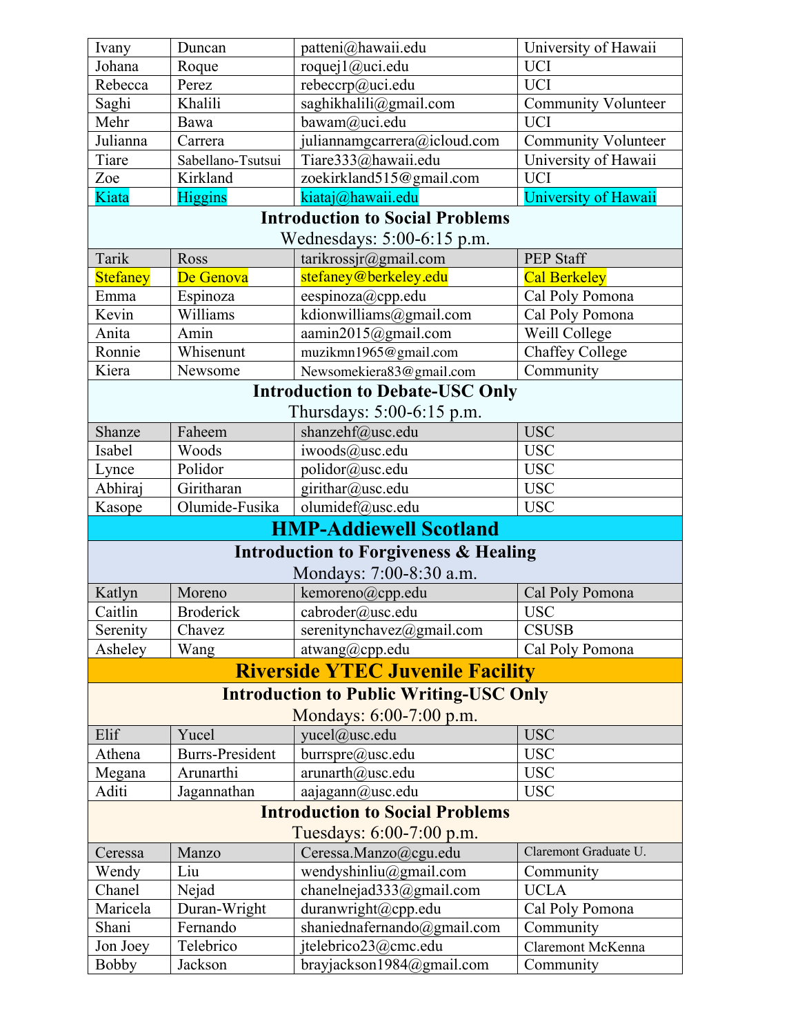| | | | |
|---|---|---|---|
| Ivany | Duncan | patteni@hawaii.edu | University of Hawaii |
| Johana | Roque | roquej1@uci.edu | UCI |
| Rebecca | Perez | rebeccrp@uci.edu | UCI |
| Saghi | Khalili | saghikhalili@gmail.com | Community Volunteer |
| Mehr | Bawa | bawam@uci.edu | UCI |
| Julianna | Carrera | juliannamgcarrera@icloud.com | Community Volunteer |
| Tiare | Sabellano-Tsutsui | Tiare333@hawaii.edu | University of Hawaii |
| Zoe | Kirkland | zoekirkland515@gmail.com | UCI |
| Kiata | Higgins | kiataj@hawaii.edu | University of Hawaii |

**Introduction to Social Problems**
Wednesdays: 5:00-6:15 p.m.

| | | | |
|---|---|---|---|
| Tarik | Ross | tarikrossjr@gmail.com | PEP Staff |
| Stefaney | De Genova | stefaney@berkeley.edu | Cal Berkeley |
| Emma | Espinoza | eespinoza@cpp.edu | Cal Poly Pomona |
| Kevin | Williams | kdionwilliams@gmail.com | Cal Poly Pomona |
| Anita | Amin | aamin2015@gmail.com | Weill College |
| Ronnie | Whisenunt | muzikmn1965@gmail.com | Chaffey College |
| Kiera | Newsome | Newsomekiera83@gmail.com | Community |

**Introduction to Debate-USC Only**
Thursdays: 5:00-6:15 p.m.

| | | | |
|---|---|---|---|
| Shanze | Faheem | shanzehf@usc.edu | USC |
| Isabel | Woods | iwoods@usc.edu | USC |
| Lynce | Polidor | polidor@usc.edu | USC |
| Abhiraj | Giritharan | girithar@usc.edu | USC |
| Kasope | Olumide-Fusika | olumidef@usc.edu | USC |

## HMP-Addiewell Scotland

**Introduction to Forgiveness & Healing**
Mondays: 7:00-8:30 a.m.

| | | | |
|---|---|---|---|
| Katlyn | Moreno | kemoreno@cpp.edu | Cal Poly Pomona |
| Caitlin | Broderick | cabroder@usc.edu | USC |
| Serenity | Chavez | serenitynchavez@gmail.com | CSUSB |
| Asheley | Wang | atwang@cpp.edu | Cal Poly Pomona |

## Riverside YTEC Juvenile Facility

**Introduction to Public Writing-USC Only**
Mondays: 6:00-7:00 p.m.

| | | | |
|---|---|---|---|
| Elif | Yucel | yucel@usc.edu | USC |
| Athena | Burrs-President | burrspre@usc.edu | USC |
| Megana | Arunarthi | arunarth@usc.edu | USC |
| Aditi | Jagannathan | aajagann@usc.edu | USC |

**Introduction to Social Problems**
Tuesdays: 6:00-7:00 p.m.

| | | | |
|---|---|---|---|
| Ceressa | Manzo | Ceressa.Manzo@cgu.edu | Claremont Graduate U. |
| Wendy | Liu | wendyshinliu@gmail.com | Community |
| Chanel | Nejad | chanelnejad333@gmail.com | UCLA |
| Maricela | Duran-Wright | duranwright@cpp.edu | Cal Poly Pomona |
| Shani | Fernando | shaniednafernando@gmail.com | Community |
| Jon Joey | Telebrico | jtelebrico23@cmc.edu | Claremont McKenna |
| Bobby | Jackson | brayjackson1984@gmail.com | Community |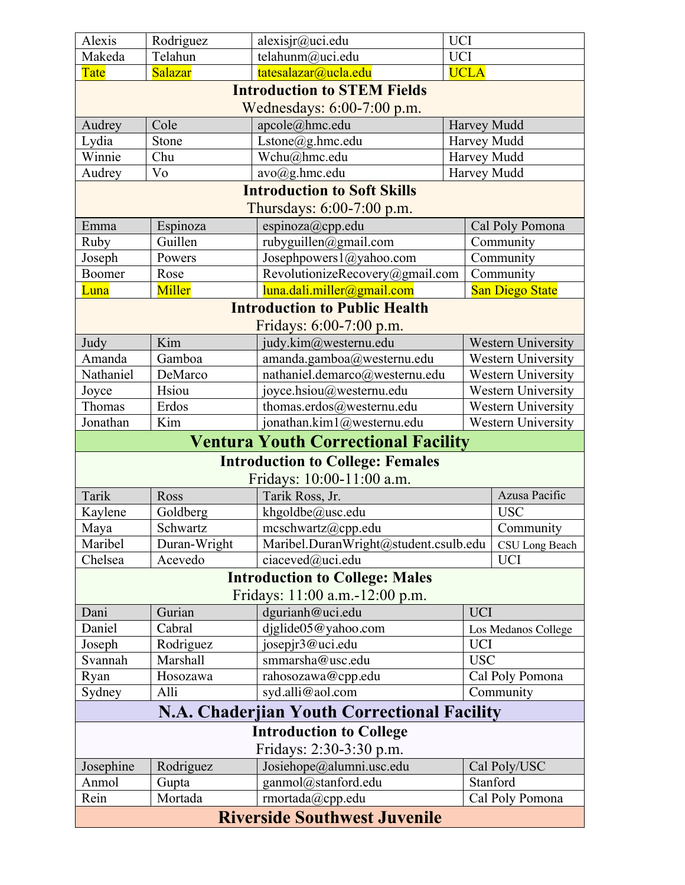| | | | |
|---|---|---|---|
| Alexis | Rodriguez | alexisjr@uci.edu | UCI |
| Makeda | Telahun | telahunm@uci.edu | UCI |
| Tate | Salazar | tatesalazar@ucla.edu | UCLA |

### Introduction to STEM Fields

Wednesdays: 6:00-7:00 p.m.

| | | | |
|---|---|---|---|
| Audrey | Cole | apcole@hmc.edu | Harvey Mudd |
| Lydia | Stone | Lstone@g.hmc.edu | Harvey Mudd |
| Winnie | Chu | Wchu@hmc.edu | Harvey Mudd |
| Audrey | Vo | avo@g.hmc.edu | Harvey Mudd |

### Introduction to Soft Skills

Thursdays: 6:00-7:00 p.m.

| | | | |
|---|---|---|---|
| Emma | Espinoza | espinoza@cpp.edu | Cal Poly Pomona |
| Ruby | Guillen | rubyguillen@gmail.com | Community |
| Joseph | Powers | Josephpowers1@yahoo.com | Community |
| Boomer | Rose | RevolutionizeRecovery@gmail.com | Community |
| Luna | Miller | luna.dali.miller@gmail.com | San Diego State |

### Introduction to Public Health

Fridays: 6:00-7:00 p.m.

| | | | |
|---|---|---|---|
| Judy | Kim | judy.kim@westernu.edu | Western University |
| Amanda | Gamboa | amanda.gamboa@westernu.edu | Western University |
| Nathaniel | DeMarco | nathaniel.demarco@westernu.edu | Western University |
| Joyce | Hsiou | joyce.hsiou@westernu.edu | Western University |
| Thomas | Erdos | thomas.erdos@westernu.edu | Western University |
| Jonathan | Kim | jonathan.kim1@westernu.edu | Western University |

## Ventura Youth Correctional Facility

### Introduction to College: Females

Fridays: 10:00-11:00 a.m.

| | | | |
|---|---|---|---|
| Tarik | Ross | Tarik Ross, Jr. | Azusa Pacific |
| Kaylene | Goldberg | khgoldbe@usc.edu | USC |
| Maya | Schwartz | mcschwartz@cpp.edu | Community |
| Maribel | Duran-Wright | Maribel.DuranWright@student.csulb.edu | CSU Long Beach |
| Chelsea | Acevedo | ciaceved@uci.edu | UCI |

### Introduction to College: Males

Fridays: 11:00 a.m.-12:00 p.m.

| | | | |
|---|---|---|---|
| Dani | Gurian | dgurianh@uci.edu | UCI |
| Daniel | Cabral | djglide05@yahoo.com | Los Medanos College |
| Joseph | Rodriguez | josepjr3@uci.edu | UCI |
| Svannah | Marshall | smmarsha@usc.edu | USC |
| Ryan | Hosozawa | rahosozawa@cpp.edu | Cal Poly Pomona |
| Sydney | Alli | syd.alli@aol.com | Community |

## N.A. Chaderjian Youth Correctional Facility

### Introduction to College

Fridays: 2:30-3:30 p.m.

| | | | |
|---|---|---|---|
| Josephine | Rodriguez | Josiehope@alumni.usc.edu | Cal Poly/USC |
| Anmol | Gupta | ganmol@stanford.edu | Stanford |
| Rein | Mortada | rmortada@cpp.edu | Cal Poly Pomona |

## Riverside Southwest Juvenile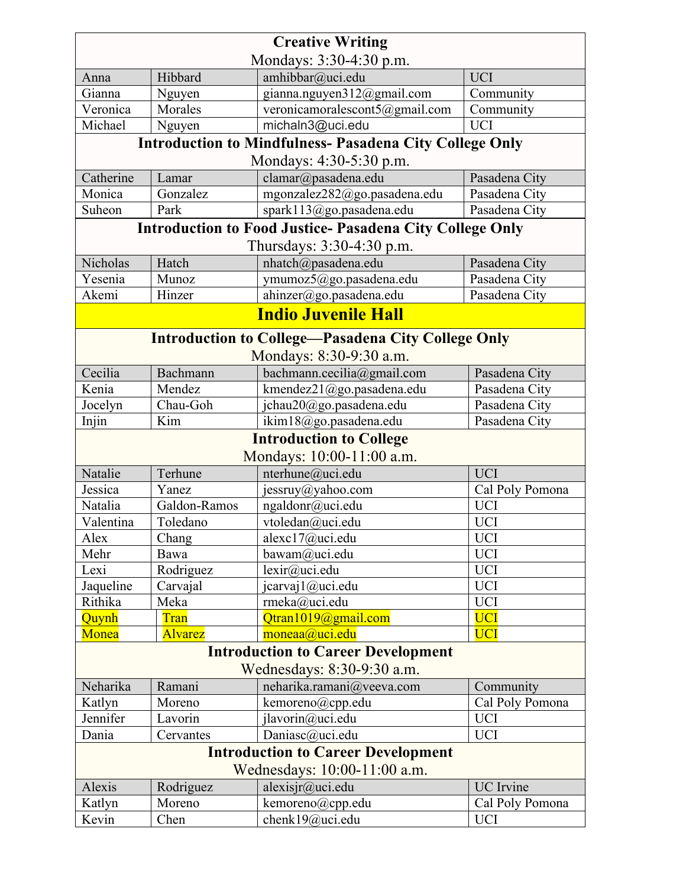| Creative Writing<br>Mondays: 3:30-4:30 p.m. | | | |
|---|---|---|---|
| Anna | Hibbard | amhibbar@uci.edu | UCI |
| Gianna | Nguyen | gianna.nguyen312@gmail.com | Community |
| Veronica | Morales | veronicamoralescont5@gmail.com | Community |
| Michael | Nguyen | michaln3@uci.edu | UCI |

| Introduction to Mindfulness- Pasadena City College Only<br>Mondays: 4:30-5:30 p.m. | | | |
|---|---|---|---|
| Catherine | Lamar | clamar@pasadena.edu | Pasadena City |
| Monica | Gonzalez | mgonzalez282@go.pasadena.edu | Pasadena City |
| Suheon | Park | spark113@go.pasadena.edu | Pasadena City |

| Introduction to Food Justice- Pasadena City College Only<br>Thursdays: 3:30-4:30 p.m. | | | |
|---|---|---|---|
| Nicholas | Hatch | nhatch@pasadena.edu | Pasadena City |
| Yesenia | Munoz | ymumoz5@go.pasadena.edu | Pasadena City |
| Akemi | Hinzer | ahinzer@go.pasadena.edu | Pasadena City |

## Indio Juvenile Hall

| Introduction to College—Pasadena City College Only<br>Mondays: 8:30-9:30 a.m. | | | |
|---|---|---|---|
| Cecilia | Bachmann | bachmann.cecilia@gmail.com | Pasadena City |
| Kenia | Mendez | kmendez21@go.pasadena.edu | Pasadena City |
| Jocelyn | Chau-Goh | jchau20@go.pasadena.edu | Pasadena City |
| Injin | Kim | ikim18@go.pasadena.edu | Pasadena City |

| Introduction to College<br>Mondays: 10:00-11:00 a.m. | | | |
|---|---|---|---|
| Natalie | Terhune | nterhune@uci.edu | UCI |
| Jessica | Yanez | jessruy@yahoo.com | Cal Poly Pomona |
| Natalia | Galdon-Ramos | ngaldonr@uci.edu | UCI |
| Valentina | Toledano | vtoledan@uci.edu | UCI |
| Alex | Chang | alexc17@uci.edu | UCI |
| Mehr | Bawa | bawam@uci.edu | UCI |
| Lexi | Rodriguez | lexir@uci.edu | UCI |
| Jaqueline | Carvajal | jcarvaj1@uci.edu | UCI |
| Rithika | Meka | rmeka@uci.edu | UCI |
| Quynh | Tran | Qtran1019@gmail.com | UCI |
| Monea | Alvarez | moneaa@uci.edu | UCI |

| Introduction to Career Development<br>Wednesdays: 8:30-9:30 a.m. | | | |
|---|---|---|---|
| Neharika | Ramani | neharika.ramani@veeva.com | Community |
| Katlyn | Moreno | kemoreno@cpp.edu | Cal Poly Pomona |
| Jennifer | Lavorin | jlavorin@uci.edu | UCI |
| Dania | Cervantes | Daniasc@uci.edu | UCI |

| Introduction to Career Development<br>Wednesdays: 10:00-11:00 a.m. | | | |
|---|---|---|---|
| Alexis | Rodriguez | alexisjr@uci.edu | UC Irvine |
| Katlyn | Moreno | kemoreno@cpp.edu | Cal Poly Pomona |
| Kevin | Chen | chenk19@uci.edu | UCI |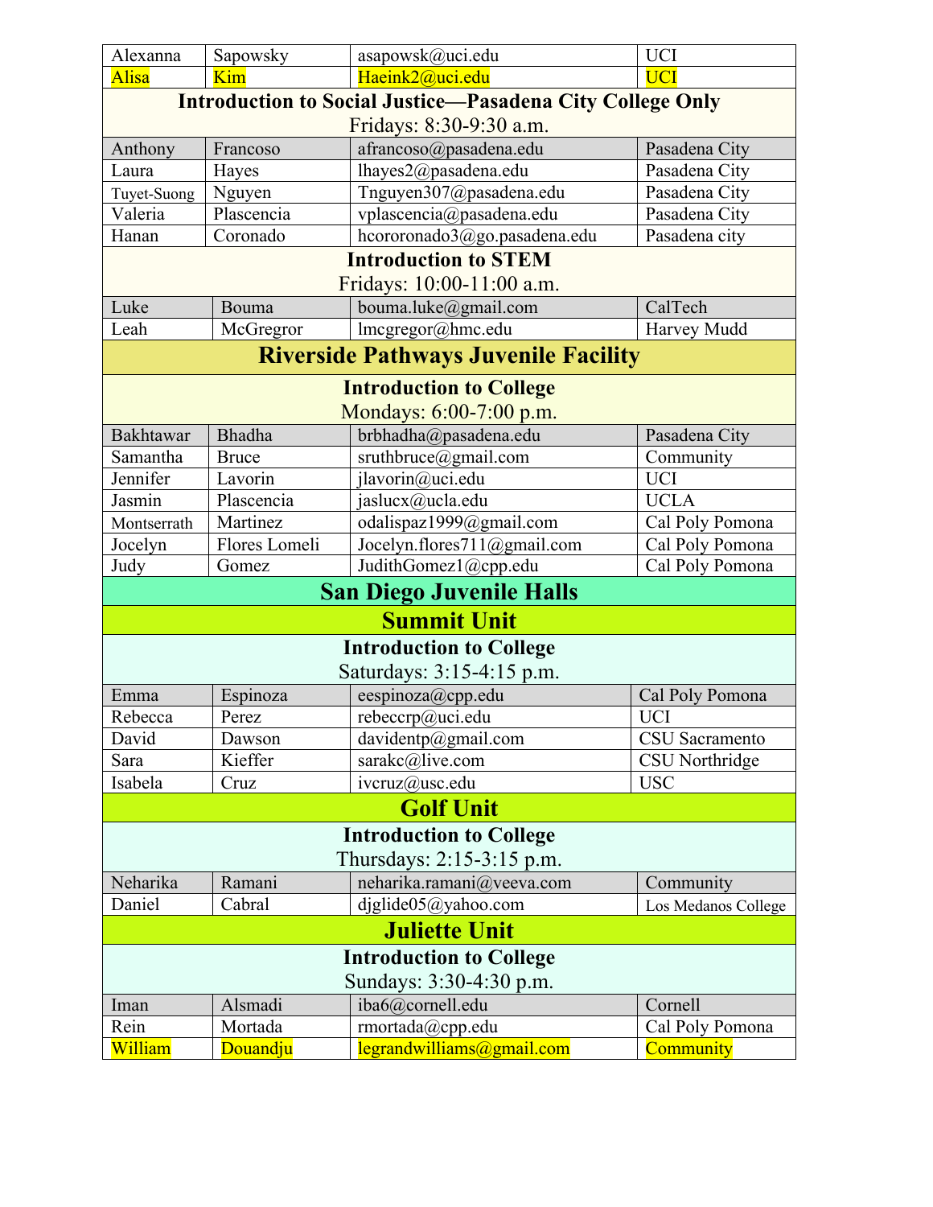| | | | |
|---|---|---|---|
| Alexanna | Sapowsky | asapowsk@uci.edu | UCI |
| Alisa | Kim | Haeink2@uci.edu | UCI |

**Introduction to Social Justice—Pasadena City College Only**
Fridays: 8:30-9:30 a.m.

| | | | |
|---|---|---|---|
| Anthony | Francoso | afrancoso@pasadena.edu | Pasadena City |
| Laura | Hayes | lhayes2@pasadena.edu | Pasadena City |
| Tuyet-Suong | Nguyen | Tnguyen307@pasadena.edu | Pasadena City |
| Valeria | Plascencia | vplascencia@pasadena.edu | Pasadena City |
| Hanan | Coronado | hcororonado3@go.pasadena.edu | Pasadena city |

**Introduction to STEM**
Fridays: 10:00-11:00 a.m.

| | | | |
|---|---|---|---|
| Luke | Bouma | bouma.luke@gmail.com | CalTech |
| Leah | McGregror | lmcgregor@hmc.edu | Harvey Mudd |

## Riverside Pathways Juvenile Facility

**Introduction to College**
Mondays: 6:00-7:00 p.m.

| | | | |
|---|---|---|---|
| Bakhtawar | Bhadha | brbhadha@pasadena.edu | Pasadena City |
| Samantha | Bruce | sruthbruce@gmail.com | Community |
| Jennifer | Lavorin | jlavorin@uci.edu | UCI |
| Jasmin | Plascencia | jaslucx@ucla.edu | UCLA |
| Montserrath | Martinez | odalispaz1999@gmail.com | Cal Poly Pomona |
| Jocelyn | Flores Lomeli | Jocelyn.flores711@gmail.com | Cal Poly Pomona |
| Judy | Gomez | JudithGomez1@cpp.edu | Cal Poly Pomona |

## San Diego Juvenile Halls

### Summit Unit

**Introduction to College**
Saturdays: 3:15-4:15 p.m.

| | | | |
|---|---|---|---|
| Emma | Espinoza | eespinoza@cpp.edu | Cal Poly Pomona |
| Rebecca | Perez | rebeccrp@uci.edu | UCI |
| David | Dawson | davidentp@gmail.com | CSU Sacramento |
| Sara | Kieffer | sarakc@live.com | CSU Northridge |
| Isabela | Cruz | ivcruz@usc.edu | USC |

### Golf Unit

**Introduction to College**
Thursdays: 2:15-3:15 p.m.

| | | | |
|---|---|---|---|
| Neharika | Ramani | neharika.ramani@veeva.com | Community |
| Daniel | Cabral | djglide05@yahoo.com | Los Medanos College |

### Juliette Unit

**Introduction to College**
Sundays: 3:30-4:30 p.m.

| | | | |
|---|---|---|---|
| Iman | Alsmadi | iba6@cornell.edu | Cornell |
| Rein | Mortada | rmortada@cpp.edu | Cal Poly Pomona |
| William | Douandju | legrandwilliams@gmail.com | Community |